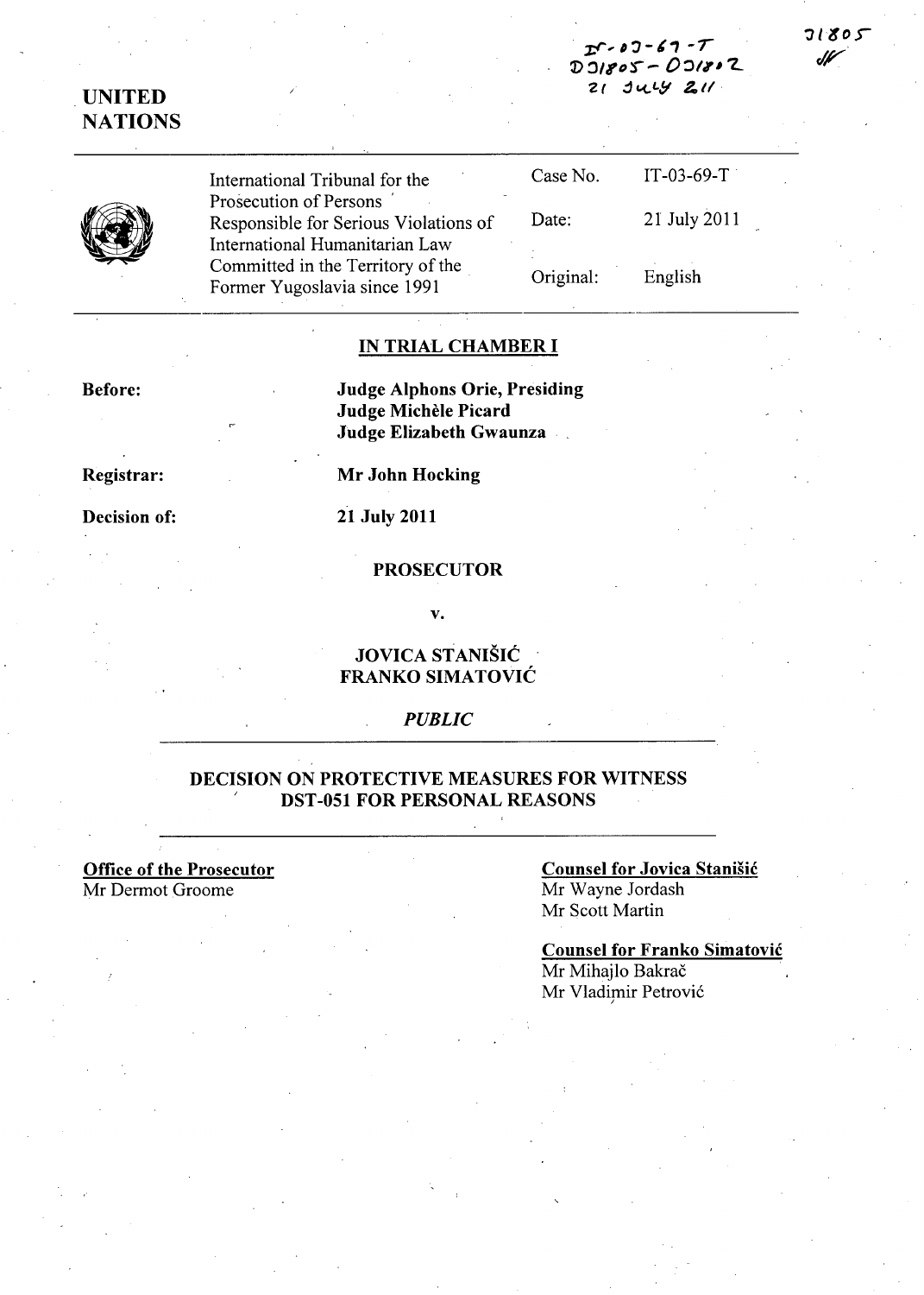IT-03-69-T
D31805 - D31802
21 July 2011

31805

UNITED NATIONS

| International Tribunal for the Prosecution of Persons Responsible for Serious Violations of International Humanitarian Law Committed in the Territory of the Former Yugoslavia since 1991 | Case No. | IT-03-69-T |
| --- | --- | --- |
| | Date: | 21 July 2011 |
| | Original: | English |

## IN TRIAL CHAMBER I

**Before:** **Judge Alphons Orie, Presiding**
**Judge Michèle Picard**
**Judge Elizabeth Gwaunza**

**Registrar:** **Mr John Hocking**

**Decision of:** **21 July 2011**

**PROSECUTOR**

**v.**

**JOVICA STANIŠIĆ**
**FRANKO SIMATOVIĆ**

*PUBLIC*

## DECISION ON PROTECTIVE MEASURES FOR WITNESS DST-051 FOR PERSONAL REASONS

**Office of the Prosecutor**
Mr Dermot Groome

**Counsel for Jovica Stanišić**
Mr Wayne Jordash
Mr Scott Martin

**Counsel for Franko Simatović**
Mr Mihajlo Bakrač
Mr Vladimir Petrović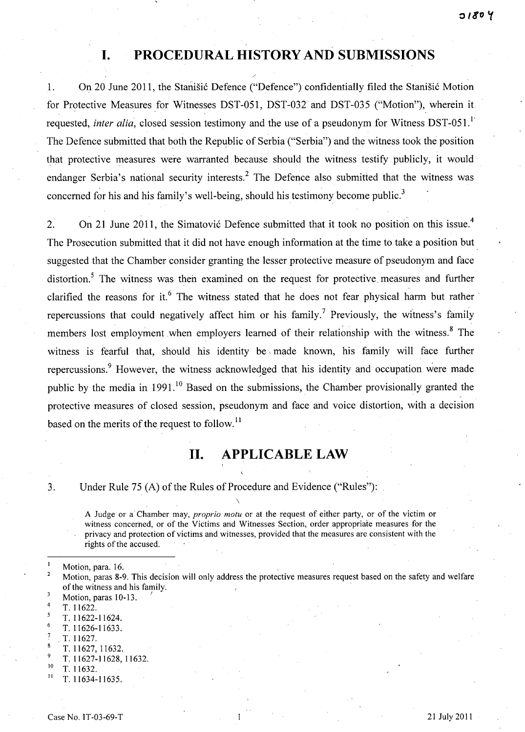# I. PROCEDURAL HISTORY AND SUBMISSIONS

1. On 20 June 2011, the Stanišić Defence ("Defence") confidentially filed the Stanišić Motion for Protective Measures for Witnesses DST-051, DST-032 and DST-035 ("Motion"), wherein it requested, *inter alia*, closed session testimony and the use of a pseudonym for Witness DST-051.[1] The Defence submitted that both the Republic of Serbia ("Serbia") and the witness took the position that protective measures were warranted because should the witness testify publicly, it would endanger Serbia's national security interests.[2] The Defence also submitted that the witness was concerned for his and his family's well-being, should his testimony become public.[3]

2. On 21 June 2011, the Simatović Defence submitted that it took no position on this issue.[4] The Prosecution submitted that it did not have enough information at the time to take a position but suggested that the Chamber consider granting the lesser protective measure of pseudonym and face distortion.[5] The witness was then examined on the request for protective measures and further clarified the reasons for it.[6] The witness stated that he does not fear physical harm but rather repercussions that could negatively affect him or his family.[7] Previously, the witness's family members lost employment when employers learned of their relationship with the witness.[8] The witness is fearful that, should his identity be made known, his family will face further repercussions.[9] However, the witness acknowledged that his identity and occupation were made public by the media in 1991.[10] Based on the submissions, the Chamber provisionally granted the protective measures of closed session, pseudonym and face and voice distortion, with a decision based on the merits of the request to follow.[11]

# II. APPLICABLE LAW

3. Under Rule 75 (A) of the Rules of Procedure and Evidence ("Rules"):

> A Judge or a Chamber may, *proprio motu* or at the request of either party, or of the victim or witness concerned, or of the Victims and Witnesses Section, order appropriate measures for the privacy and protection of victims and witnesses, provided that the measures are consistent with the rights of the accused.

---

[1] Motion, para. 16.
[2] Motion, paras 8-9. This decision will only address the protective measures request based on the safety and welfare of the witness and his family.
[3] Motion, paras 10-13.
[4] T. 11622.
[5] T. 11622-11624.
[6] T. 11626-11633.
[7] T. 11627.
[8] T. 11627, 11632.
[9] T. 11627-11628, 11632.
[10] T. 11632.
[11] T. 11634-11635.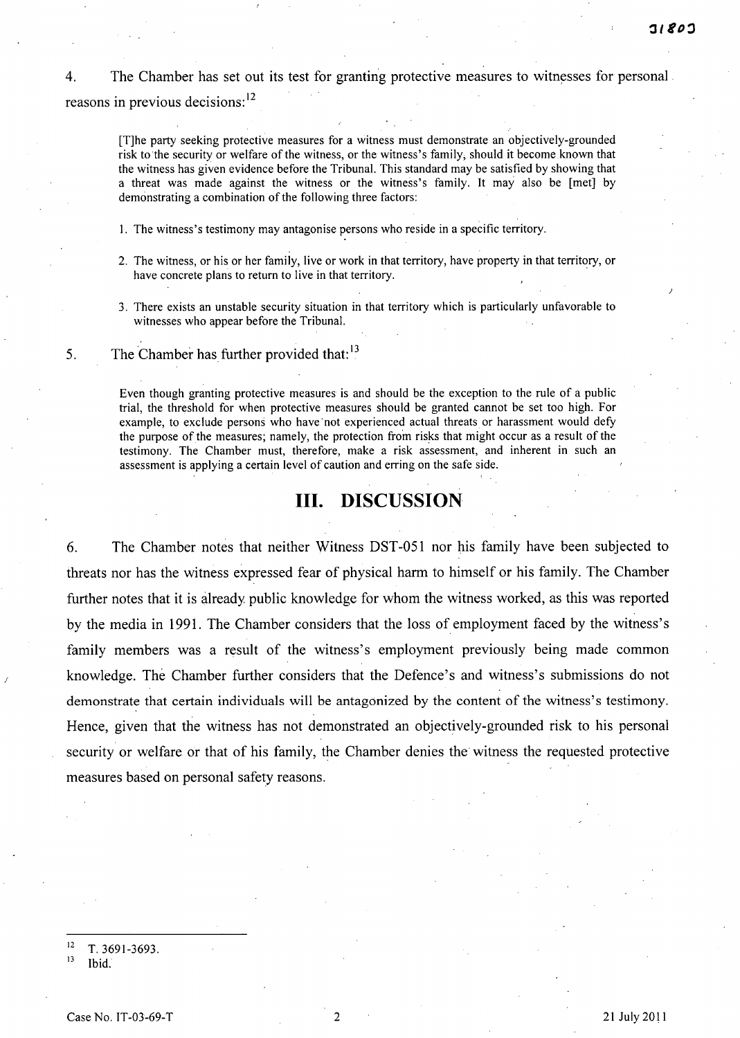4. The Chamber has set out its test for granting protective measures to witnesses for personal reasons in previous decisions:[12]

> [T]he party seeking protective measures for a witness must demonstrate an objectively-grounded risk to the security or welfare of the witness, or the witness's family, should it become known that the witness has given evidence before the Tribunal. This standard may be satisfied by showing that a threat was made against the witness or the witness's family. It may also be [met] by demonstrating a combination of the following three factors:
>
> 1. The witness's testimony may antagonise persons who reside in a specific territory.
>
> 2. The witness, or his or her family, live or work in that territory, have property in that territory, or have concrete plans to return to live in that territory.
>
> 3. There exists an unstable security situation in that territory which is particularly unfavorable to witnesses who appear before the Tribunal.

5. The Chamber has further provided that:[13]

> Even though granting protective measures is and should be the exception to the rule of a public trial, the threshold for when protective measures should be granted cannot be set too high. For example, to exclude persons who have not experienced actual threats or harassment would defy the purpose of the measures; namely, the protection from risks that might occur as a result of the testimony. The Chamber must, therefore, make a risk assessment, and inherent in such an assessment is applying a certain level of caution and erring on the safe side.

# III. DISCUSSION

6. The Chamber notes that neither Witness DST-051 nor his family have been subjected to threats nor has the witness expressed fear of physical harm to himself or his family. The Chamber further notes that it is already public knowledge for whom the witness worked, as this was reported by the media in 1991. The Chamber considers that the loss of employment faced by the witness's family members was a result of the witness's employment previously being made common knowledge. The Chamber further considers that the Defence's and witness's submissions do not demonstrate that certain individuals will be antagonized by the content of the witness's testimony. Hence, given that the witness has not demonstrated an objectively-grounded risk to his personal security or welfare or that of his family, the Chamber denies the witness the requested protective measures based on personal safety reasons.

---

[12] T. 3691-3693.

[13] Ibid.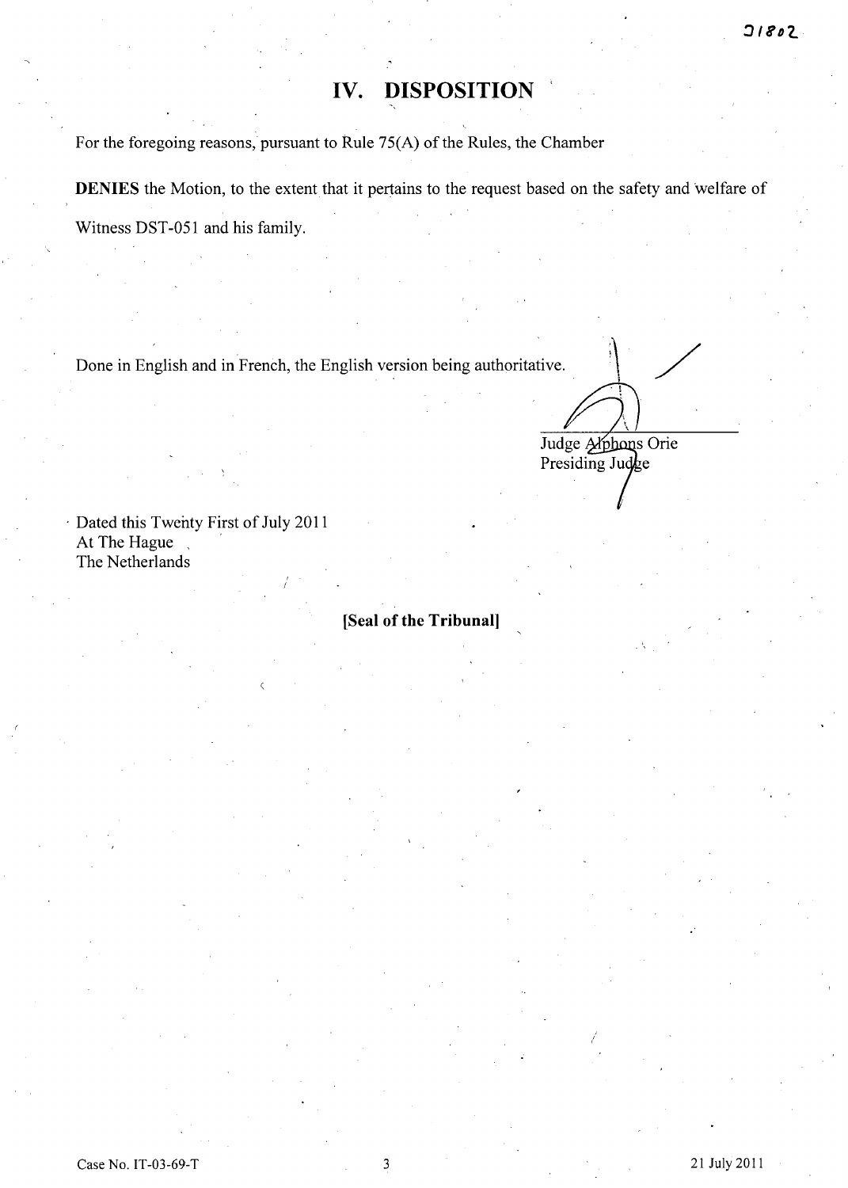## IV. DISPOSITION

For the foregoing reasons, pursuant to Rule 75(A) of the Rules, the Chamber

**DENIES** the Motion, to the extent that it pertains to the request based on the safety and welfare of Witness DST-051 and his family.

Done in English and in French, the English version being authoritative.

Judge Alphons Orie
Presiding Judge

Dated this Twenty First of July 2011
At The Hague
The Netherlands

**[Seal of the Tribunal]**